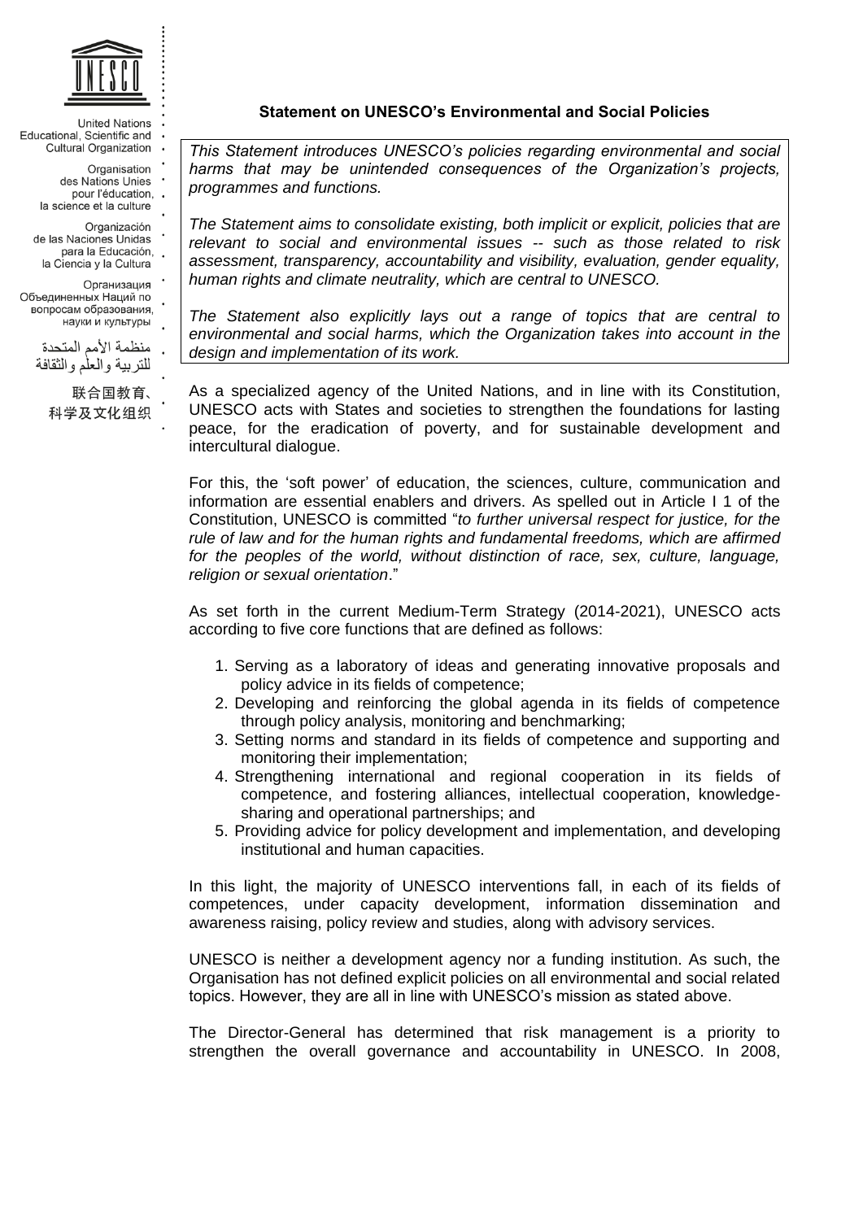United Nations Educational, Scientific and Cultural Organization

Organisation des Nations Unies pour l'éducation, la science et la culture

Organización de las Naciones Unidas para la Educación, la Ciencia y la Cultura

Организация Объединенных Наций по вопросам образования, науки и культуры

منظمة الأمم المتحدة للتربية والعلم والثقافة

联合国教育、科学及文化组织

**Statement on UNESCO's Environmental and Social Policies**

*This Statement introduces UNESCO's policies regarding environmental and social harms that may be unintended consequences of the Organization's projects, programmes and functions.*

*The Statement aims to consolidate existing, both implicit or explicit, policies that are relevant to social and environmental issues -- such as those related to risk assessment, transparency, accountability and visibility, evaluation, gender equality, human rights and climate neutrality, which are central to UNESCO.*

*The Statement also explicitly lays out a range of topics that are central to environmental and social harms, which the Organization takes into account in the design and implementation of its work.*

As a specialized agency of the United Nations, and in line with its Constitution, UNESCO acts with States and societies to strengthen the foundations for lasting peace, for the eradication of poverty, and for sustainable development and intercultural dialogue.

For this, the 'soft power' of education, the sciences, culture, communication and information are essential enablers and drivers. As spelled out in Article I 1 of the Constitution, UNESCO is committed "*to further universal respect for justice, for the rule of law and for the human rights and fundamental freedoms, which are affirmed for the peoples of the world, without distinction of race, sex, culture, language, religion or sexual orientation*."

As set forth in the current Medium-Term Strategy (2014-2021), UNESCO acts according to five core functions that are defined as follows:

1. Serving as a laboratory of ideas and generating innovative proposals and policy advice in its fields of competence;
2. Developing and reinforcing the global agenda in its fields of competence through policy analysis, monitoring and benchmarking;
3. Setting norms and standard in its fields of competence and supporting and monitoring their implementation;
4. Strengthening international and regional cooperation in its fields of competence, and fostering alliances, intellectual cooperation, knowledge-sharing and operational partnerships; and
5. Providing advice for policy development and implementation, and developing institutional and human capacities.

In this light, the majority of UNESCO interventions fall, in each of its fields of competences, under capacity development, information dissemination and awareness raising, policy review and studies, along with advisory services.

UNESCO is neither a development agency nor a funding institution. As such, the Organisation has not defined explicit policies on all environmental and social related topics. However, they are all in line with UNESCO's mission as stated above.

The Director-General has determined that risk management is a priority to strengthen the overall governance and accountability in UNESCO. In 2008,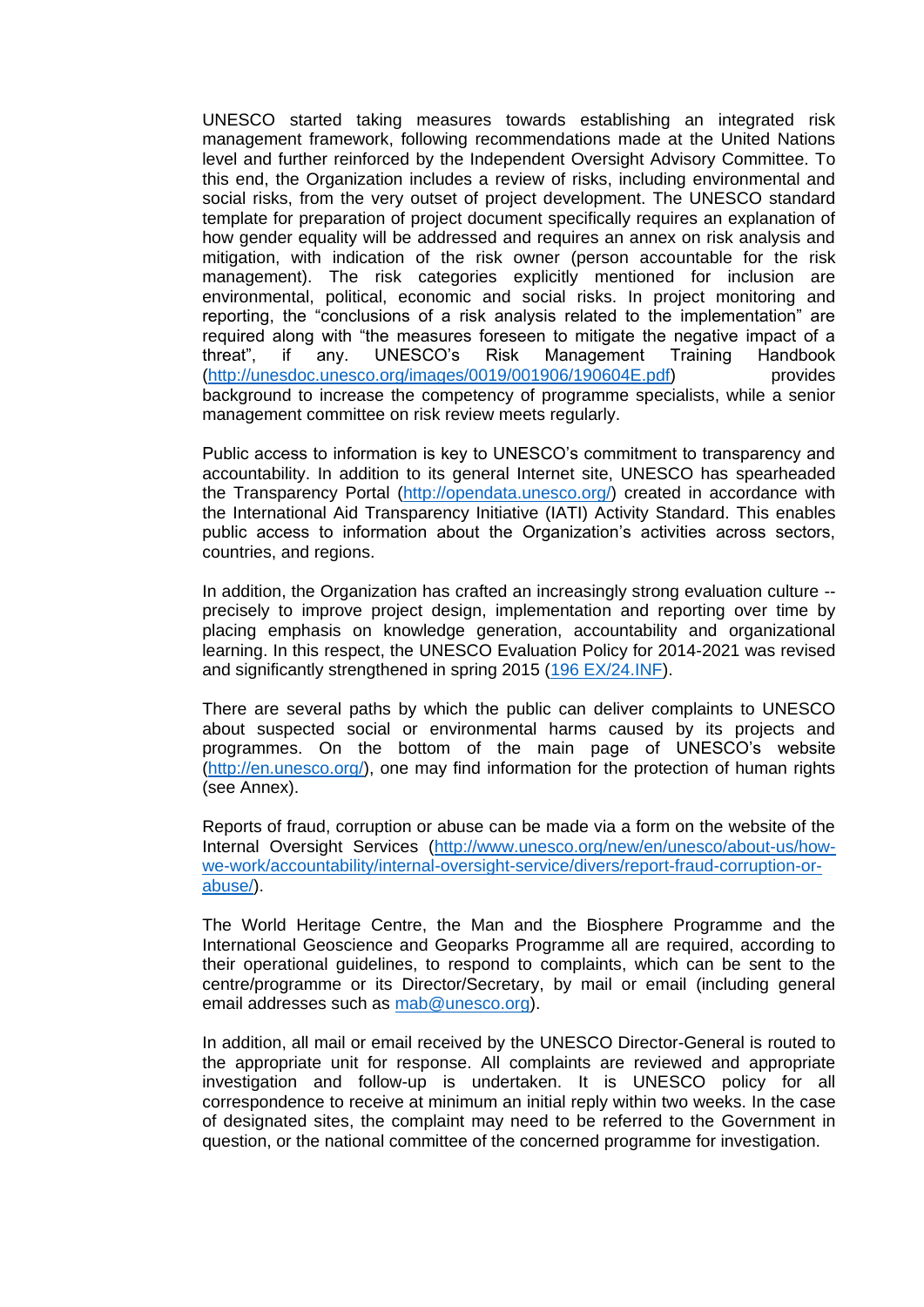UNESCO started taking measures towards establishing an integrated risk management framework, following recommendations made at the United Nations level and further reinforced by the Independent Oversight Advisory Committee. To this end, the Organization includes a review of risks, including environmental and social risks, from the very outset of project development. The UNESCO standard template for preparation of project document specifically requires an explanation of how gender equality will be addressed and requires an annex on risk analysis and mitigation, with indication of the risk owner (person accountable for the risk management). The risk categories explicitly mentioned for inclusion are environmental, political, economic and social risks. In project monitoring and reporting, the "conclusions of a risk analysis related to the implementation" are required along with "the measures foreseen to mitigate the negative impact of a threat", if any. UNESCO's Risk Management Training Handbook (http://unesdoc.unesco.org/images/0019/001906/190604E.pdf) provides background to increase the competency of programme specialists, while a senior management committee on risk review meets regularly.

Public access to information is key to UNESCO's commitment to transparency and accountability. In addition to its general Internet site, UNESCO has spearheaded the Transparency Portal (http://opendata.unesco.org/) created in accordance with the International Aid Transparency Initiative (IATI) Activity Standard. This enables public access to information about the Organization's activities across sectors, countries, and regions.

In addition, the Organization has crafted an increasingly strong evaluation culture -- precisely to improve project design, implementation and reporting over time by placing emphasis on knowledge generation, accountability and organizational learning. In this respect, the UNESCO Evaluation Policy for 2014-2021 was revised and significantly strengthened in spring 2015 (196 EX/24.INF).

There are several paths by which the public can deliver complaints to UNESCO about suspected social or environmental harms caused by its projects and programmes. On the bottom of the main page of UNESCO's website (http://en.unesco.org/), one may find information for the protection of human rights (see Annex).

Reports of fraud, corruption or abuse can be made via a form on the website of the Internal Oversight Services (http://www.unesco.org/new/en/unesco/about-us/how-we-work/accountability/internal-oversight-service/divers/report-fraud-corruption-or-abuse/).

The World Heritage Centre, the Man and the Biosphere Programme and the International Geoscience and Geoparks Programme all are required, according to their operational guidelines, to respond to complaints, which can be sent to the centre/programme or its Director/Secretary, by mail or email (including general email addresses such as mab@unesco.org).

In addition, all mail or email received by the UNESCO Director-General is routed to the appropriate unit for response. All complaints are reviewed and appropriate investigation and follow-up is undertaken. It is UNESCO policy for all correspondence to receive at minimum an initial reply within two weeks. In the case of designated sites, the complaint may need to be referred to the Government in question, or the national committee of the concerned programme for investigation.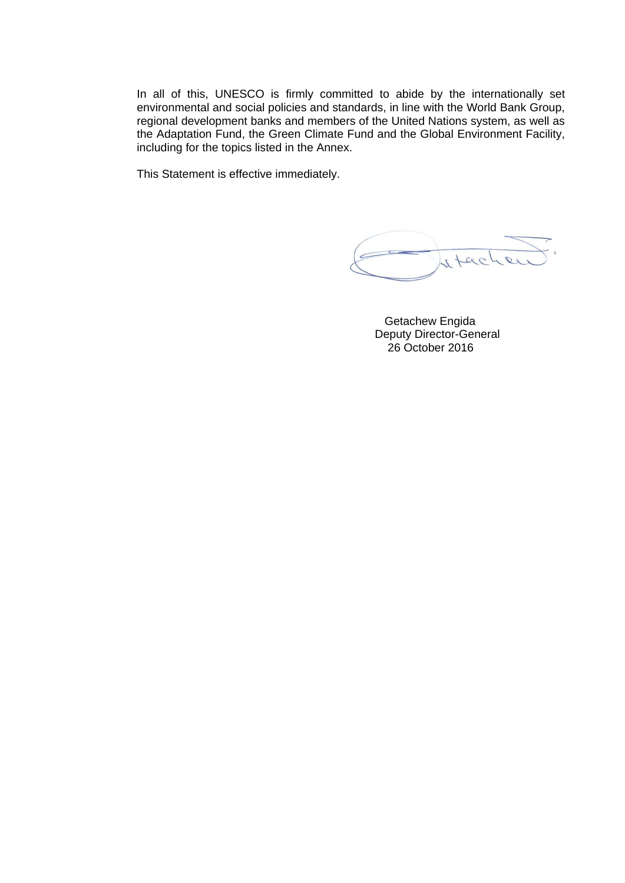In all of this, UNESCO is firmly committed to abide by the internationally set environmental and social policies and standards, in line with the World Bank Group, regional development banks and members of the United Nations system, as well as the Adaptation Fund, the Green Climate Fund and the Global Environment Facility, including for the topics listed in the Annex.

This Statement is effective immediately.

Getachew Engida
Deputy Director-General
26 October 2016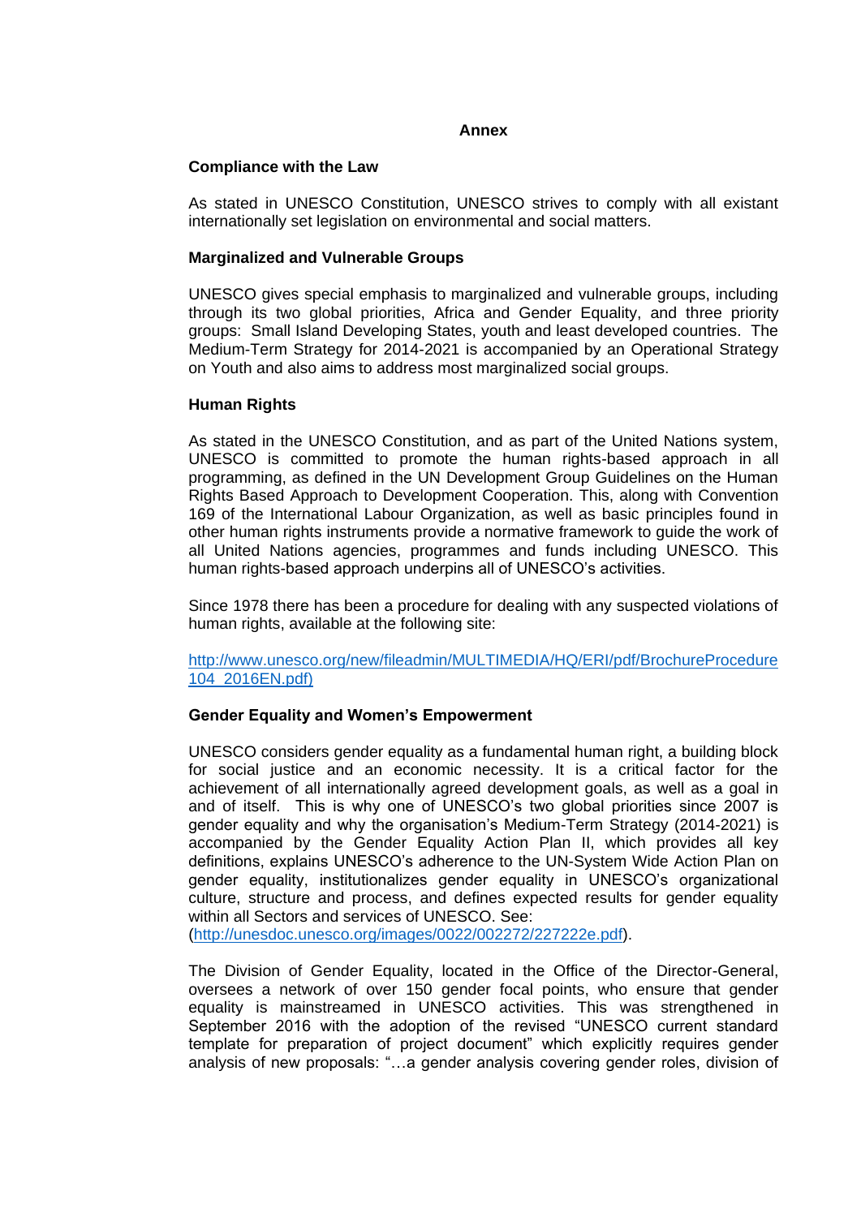**Annex**

**Compliance with the Law**

As stated in UNESCO Constitution, UNESCO strives to comply with all existant internationally set legislation on environmental and social matters.

**Marginalized and Vulnerable Groups**

UNESCO gives special emphasis to marginalized and vulnerable groups, including through its two global priorities, Africa and Gender Equality, and three priority groups: Small Island Developing States, youth and least developed countries. The Medium-Term Strategy for 2014-2021 is accompanied by an Operational Strategy on Youth and also aims to address most marginalized social groups.

**Human Rights**

As stated in the UNESCO Constitution, and as part of the United Nations system, UNESCO is committed to promote the human rights-based approach in all programming, as defined in the UN Development Group Guidelines on the Human Rights Based Approach to Development Cooperation. This, along with Convention 169 of the International Labour Organization, as well as basic principles found in other human rights instruments provide a normative framework to guide the work of all United Nations agencies, programmes and funds including UNESCO. This human rights-based approach underpins all of UNESCO's activities.

Since 1978 there has been a procedure for dealing with any suspected violations of human rights, available at the following site:

http://www.unesco.org/new/fileadmin/MULTIMEDIA/HQ/ERI/pdf/BrochureProcedure104_2016EN.pdf)

**Gender Equality and Women's Empowerment**

UNESCO considers gender equality as a fundamental human right, a building block for social justice and an economic necessity. It is a critical factor for the achievement of all internationally agreed development goals, as well as a goal in and of itself. This is why one of UNESCO's two global priorities since 2007 is gender equality and why the organisation's Medium-Term Strategy (2014-2021) is accompanied by the Gender Equality Action Plan II, which provides all key definitions, explains UNESCO's adherence to the UN-System Wide Action Plan on gender equality, institutionalizes gender equality in UNESCO's organizational culture, structure and process, and defines expected results for gender equality within all Sectors and services of UNESCO. See: (http://unesdoc.unesco.org/images/0022/002272/227222e.pdf).

The Division of Gender Equality, located in the Office of the Director-General, oversees a network of over 150 gender focal points, who ensure that gender equality is mainstreamed in UNESCO activities. This was strengthened in September 2016 with the adoption of the revised "UNESCO current standard template for preparation of project document" which explicitly requires gender analysis of new proposals: "…a gender analysis covering gender roles, division of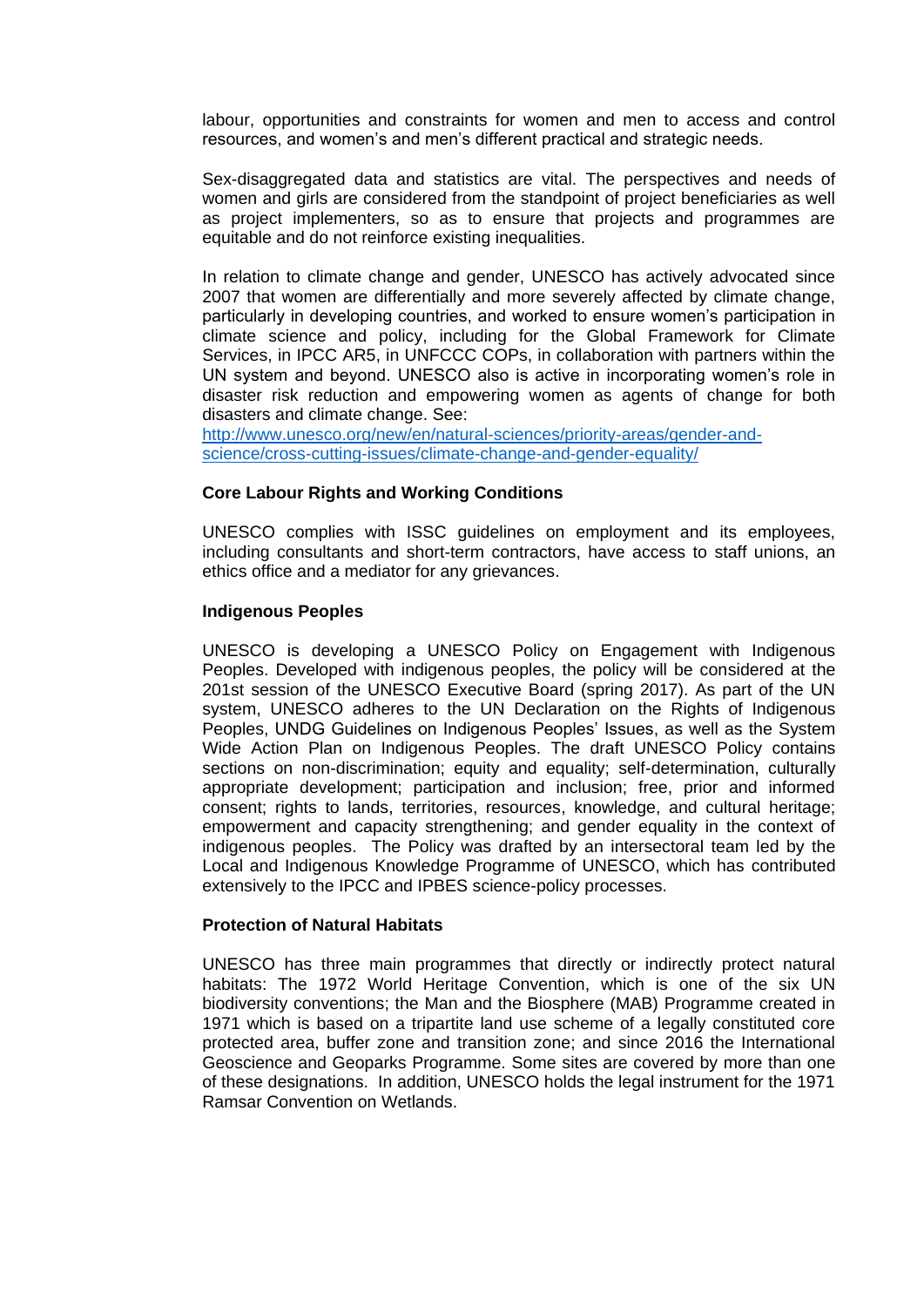labour, opportunities and constraints for women and men to access and control resources, and women's and men's different practical and strategic needs.

Sex-disaggregated data and statistics are vital. The perspectives and needs of women and girls are considered from the standpoint of project beneficiaries as well as project implementers, so as to ensure that projects and programmes are equitable and do not reinforce existing inequalities.

In relation to climate change and gender, UNESCO has actively advocated since 2007 that women are differentially and more severely affected by climate change, particularly in developing countries, and worked to ensure women's participation in climate science and policy, including for the Global Framework for Climate Services, in IPCC AR5, in UNFCCC COPs, in collaboration with partners within the UN system and beyond. UNESCO also is active in incorporating women's role in disaster risk reduction and empowering women as agents of change for both disasters and climate change. See: [http://www.unesco.org/new/en/natural-sciences/priority-areas/gender-and-science/cross-cutting-issues/climate-change-and-gender-equality/](http://www.unesco.org/new/en/natural-sciences/priority-areas/gender-and-science/cross-cutting-issues/climate-change-and-gender-equality/)

**Core Labour Rights and Working Conditions**

UNESCO complies with ISSC guidelines on employment and its employees, including consultants and short-term contractors, have access to staff unions, an ethics office and a mediator for any grievances.

**Indigenous Peoples**

UNESCO is developing a UNESCO Policy on Engagement with Indigenous Peoples. Developed with indigenous peoples, the policy will be considered at the 201st session of the UNESCO Executive Board (spring 2017). As part of the UN system, UNESCO adheres to the UN Declaration on the Rights of Indigenous Peoples, UNDG Guidelines on Indigenous Peoples' Issues, as well as the System Wide Action Plan on Indigenous Peoples. The draft UNESCO Policy contains sections on non-discrimination; equity and equality; self-determination, culturally appropriate development; participation and inclusion; free, prior and informed consent; rights to lands, territories, resources, knowledge, and cultural heritage; empowerment and capacity strengthening; and gender equality in the context of indigenous peoples. The Policy was drafted by an intersectoral team led by the Local and Indigenous Knowledge Programme of UNESCO, which has contributed extensively to the IPCC and IPBES science-policy processes.

**Protection of Natural Habitats**

UNESCO has three main programmes that directly or indirectly protect natural habitats: The 1972 World Heritage Convention, which is one of the six UN biodiversity conventions; the Man and the Biosphere (MAB) Programme created in 1971 which is based on a tripartite land use scheme of a legally constituted core protected area, buffer zone and transition zone; and since 2016 the International Geoscience and Geoparks Programme. Some sites are covered by more than one of these designations. In addition, UNESCO holds the legal instrument for the 1971 Ramsar Convention on Wetlands.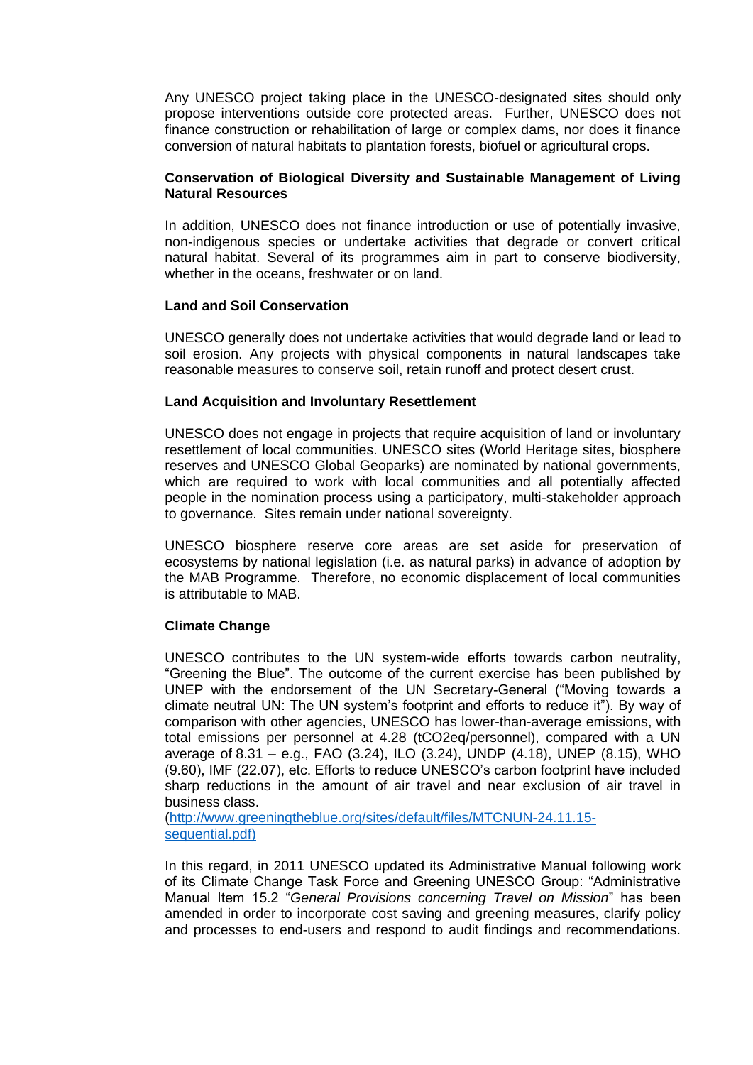Any UNESCO project taking place in the UNESCO-designated sites should only propose interventions outside core protected areas. Further, UNESCO does not finance construction or rehabilitation of large or complex dams, nor does it finance conversion of natural habitats to plantation forests, biofuel or agricultural crops.

**Conservation of Biological Diversity and Sustainable Management of Living Natural Resources**

In addition, UNESCO does not finance introduction or use of potentially invasive, non-indigenous species or undertake activities that degrade or convert critical natural habitat. Several of its programmes aim in part to conserve biodiversity, whether in the oceans, freshwater or on land.

**Land and Soil Conservation**

UNESCO generally does not undertake activities that would degrade land or lead to soil erosion. Any projects with physical components in natural landscapes take reasonable measures to conserve soil, retain runoff and protect desert crust.

**Land Acquisition and Involuntary Resettlement**

UNESCO does not engage in projects that require acquisition of land or involuntary resettlement of local communities. UNESCO sites (World Heritage sites, biosphere reserves and UNESCO Global Geoparks) are nominated by national governments, which are required to work with local communities and all potentially affected people in the nomination process using a participatory, multi-stakeholder approach to governance. Sites remain under national sovereignty.

UNESCO biosphere reserve core areas are set aside for preservation of ecosystems by national legislation (i.e. as natural parks) in advance of adoption by the MAB Programme. Therefore, no economic displacement of local communities is attributable to MAB.

**Climate Change**

UNESCO contributes to the UN system-wide efforts towards carbon neutrality, "Greening the Blue". The outcome of the current exercise has been published by UNEP with the endorsement of the UN Secretary-General ("Moving towards a climate neutral UN: The UN system's footprint and efforts to reduce it"). By way of comparison with other agencies, UNESCO has lower-than-average emissions, with total emissions per personnel at 4.28 (tCO2eq/personnel), compared with a UN average of 8.31 – e.g., FAO (3.24), ILO (3.24), UNDP (4.18), UNEP (8.15), WHO (9.60), IMF (22.07), etc. Efforts to reduce UNESCO's carbon footprint have included sharp reductions in the amount of air travel and near exclusion of air travel in business class.
([http://www.greeningtheblue.org/sites/default/files/MTCNUN-24.11.15-sequential.pdf](http://www.greeningtheblue.org/sites/default/files/MTCNUN-24.11.15-sequential.pdf))

In this regard, in 2011 UNESCO updated its Administrative Manual following work of its Climate Change Task Force and Greening UNESCO Group: "Administrative Manual Item 15.2 "*General Provisions concerning Travel on Mission*" has been amended in order to incorporate cost saving and greening measures, clarify policy and processes to end-users and respond to audit findings and recommendations.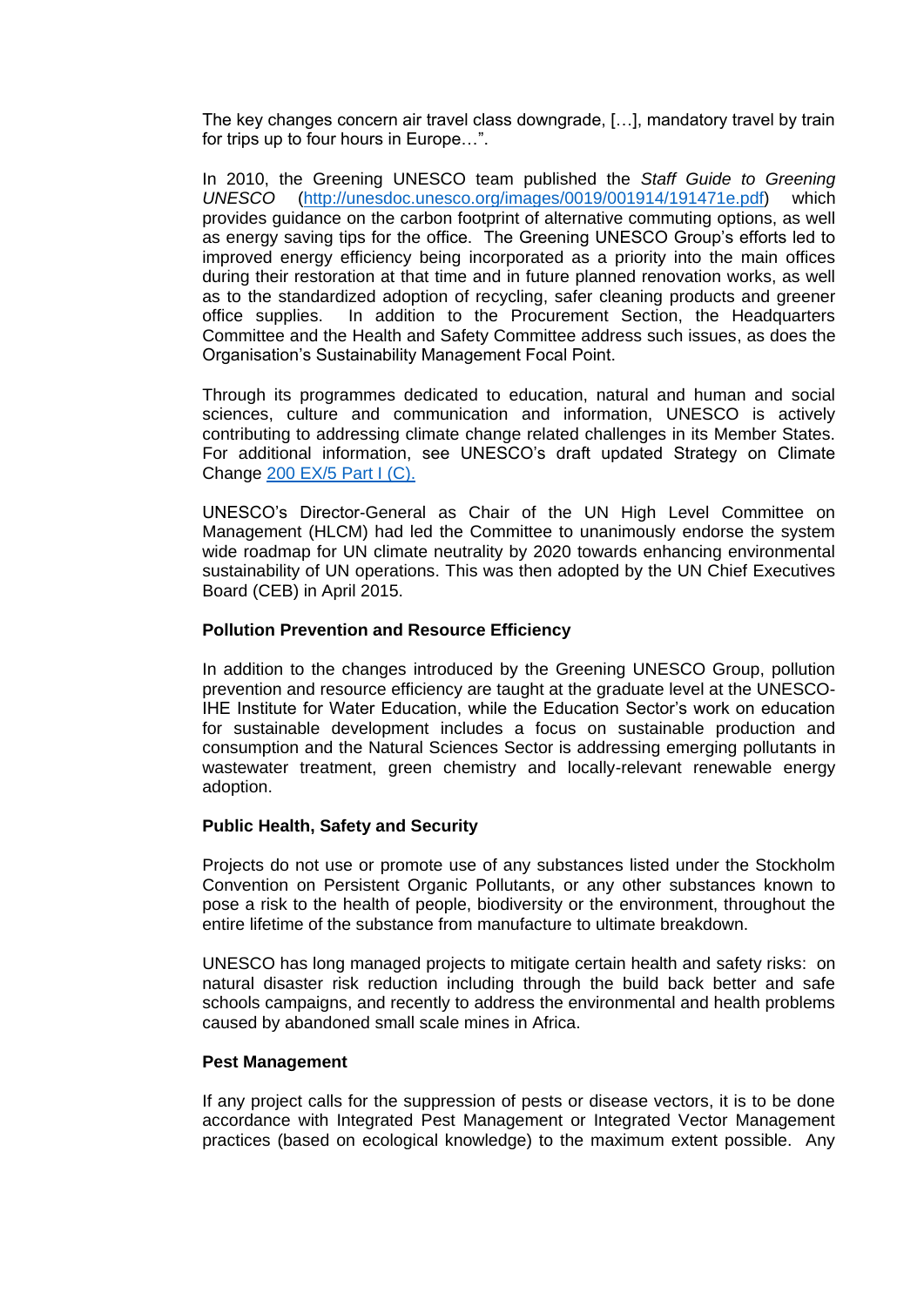The key changes concern air travel class downgrade, […], mandatory travel by train for trips up to four hours in Europe…".

In 2010, the Greening UNESCO team published the *Staff Guide to Greening UNESCO* (http://unesdoc.unesco.org/images/0019/001914/191471e.pdf) which provides guidance on the carbon footprint of alternative commuting options, as well as energy saving tips for the office. The Greening UNESCO Group's efforts led to improved energy efficiency being incorporated as a priority into the main offices during their restoration at that time and in future planned renovation works, as well as to the standardized adoption of recycling, safer cleaning products and greener office supplies. In addition to the Procurement Section, the Headquarters Committee and the Health and Safety Committee address such issues, as does the Organisation's Sustainability Management Focal Point.

Through its programmes dedicated to education, natural and human and social sciences, culture and communication and information, UNESCO is actively contributing to addressing climate change related challenges in its Member States. For additional information, see UNESCO's draft updated Strategy on Climate Change 200 EX/5 Part I (C).

UNESCO's Director-General as Chair of the UN High Level Committee on Management (HLCM) had led the Committee to unanimously endorse the system wide roadmap for UN climate neutrality by 2020 towards enhancing environmental sustainability of UN operations. This was then adopted by the UN Chief Executives Board (CEB) in April 2015.

**Pollution Prevention and Resource Efficiency**

In addition to the changes introduced by the Greening UNESCO Group, pollution prevention and resource efficiency are taught at the graduate level at the UNESCO-IHE Institute for Water Education, while the Education Sector's work on education for sustainable development includes a focus on sustainable production and consumption and the Natural Sciences Sector is addressing emerging pollutants in wastewater treatment, green chemistry and locally-relevant renewable energy adoption.

**Public Health, Safety and Security**

Projects do not use or promote use of any substances listed under the Stockholm Convention on Persistent Organic Pollutants, or any other substances known to pose a risk to the health of people, biodiversity or the environment, throughout the entire lifetime of the substance from manufacture to ultimate breakdown.

UNESCO has long managed projects to mitigate certain health and safety risks: on natural disaster risk reduction including through the build back better and safe schools campaigns, and recently to address the environmental and health problems caused by abandoned small scale mines in Africa.

**Pest Management**

If any project calls for the suppression of pests or disease vectors, it is to be done accordance with Integrated Pest Management or Integrated Vector Management practices (based on ecological knowledge) to the maximum extent possible. Any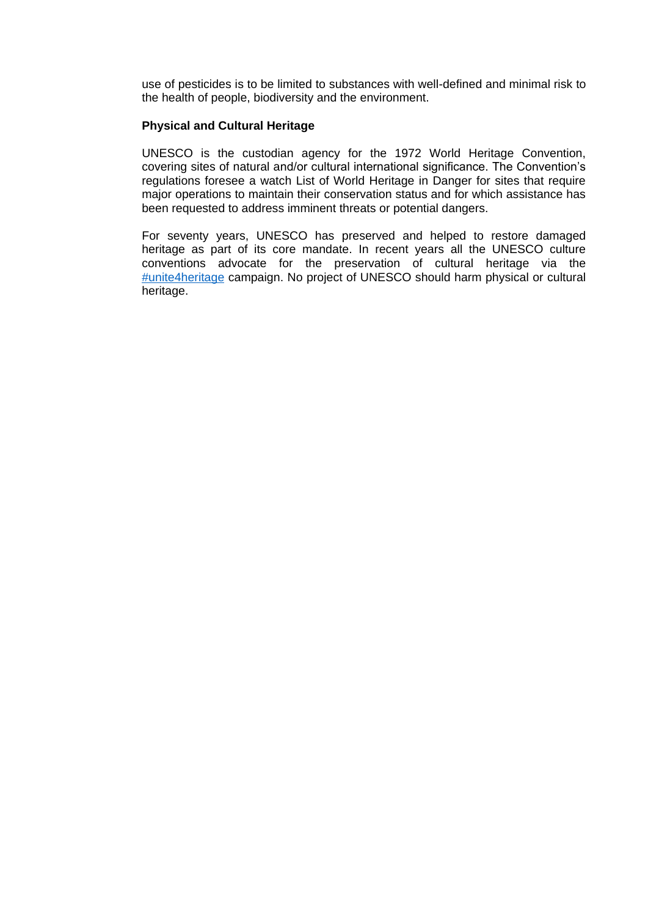use of pesticides is to be limited to substances with well-defined and minimal risk to the health of people, biodiversity and the environment.

**Physical and Cultural Heritage**

UNESCO is the custodian agency for the 1972 World Heritage Convention, covering sites of natural and/or cultural international significance. The Convention's regulations foresee a watch List of World Heritage in Danger for sites that require major operations to maintain their conservation status and for which assistance has been requested to address imminent threats or potential dangers.

For seventy years, UNESCO has preserved and helped to restore damaged heritage as part of its core mandate. In recent years all the UNESCO culture conventions advocate for the preservation of cultural heritage via the #unite4heritage campaign. No project of UNESCO should harm physical or cultural heritage.